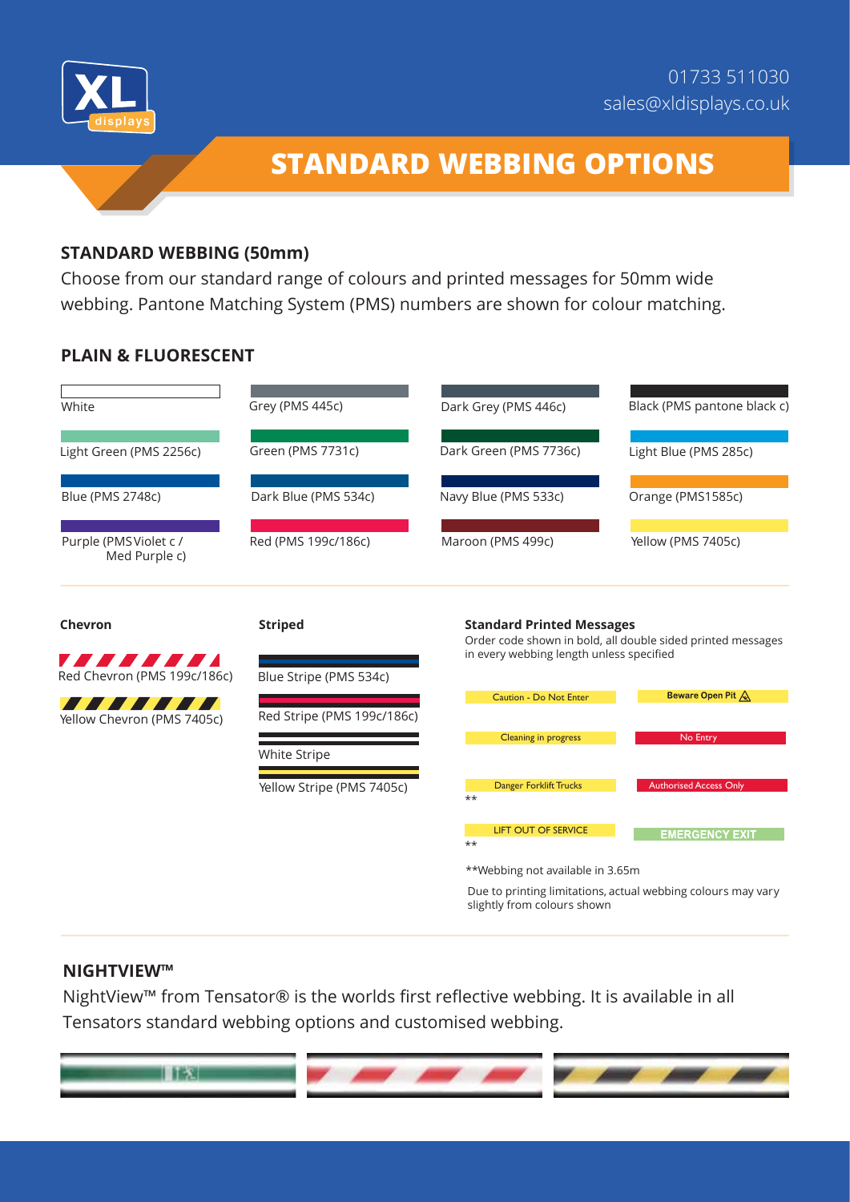01733 511030
sales@xldisplays.co.uk

# STANDARD WEBBING OPTIONS

## STANDARD WEBBING (50mm)

Choose from our standard range of colours and printed messages for 50mm wide webbing. Pantone Matching System (PMS) numbers are shown for colour matching.

## PLAIN & FLUORESCENT

| | | | |
|---|---|---|---|
| White | Grey (PMS 445c) | Dark Grey (PMS 446c) | Black (PMS pantone black c) |
| Light Green (PMS 2256c) | Green (PMS 7731c) | Dark Green (PMS 7736c) | Light Blue (PMS 285c) |
| Blue (PMS 2748c) | Dark Blue (PMS 534c) | Navy Blue (PMS 533c) | Orange (PMS1585c) |
| Purple (PMS Violet c / Med Purple c) | Red (PMS 199c/186c) | Maroon (PMS 499c) | Yellow (PMS 7405c) |

### Chevron

- Red Chevron (PMS 199c/186c)
- Yellow Chevron (PMS 7405c)

### Striped

- Blue Stripe (PMS 534c)
- Red Stripe (PMS 199c/186c)
- White Stripe
- Yellow Stripe (PMS 7405c)

### Standard Printed Messages

Order code shown in bold, all double sided printed messages in every webbing length unless specified

| | |
|---|---|
| Caution - Do Not Enter | **Beware Open Pit** |
| Cleaning in progress | No Entry |
| Danger Forklift Trucks ** | Authorised Access Only |
| LIFT OUT OF SERVICE ** | EMERGENCY EXIT |

**Webbing not available in 3.65m

Due to printing limitations, actual webbing colours may vary slightly from colours shown

## NIGHTVIEW™

NightView™ from Tensator® is the worlds first reflective webbing. It is available in all Tensators standard webbing options and customised webbing.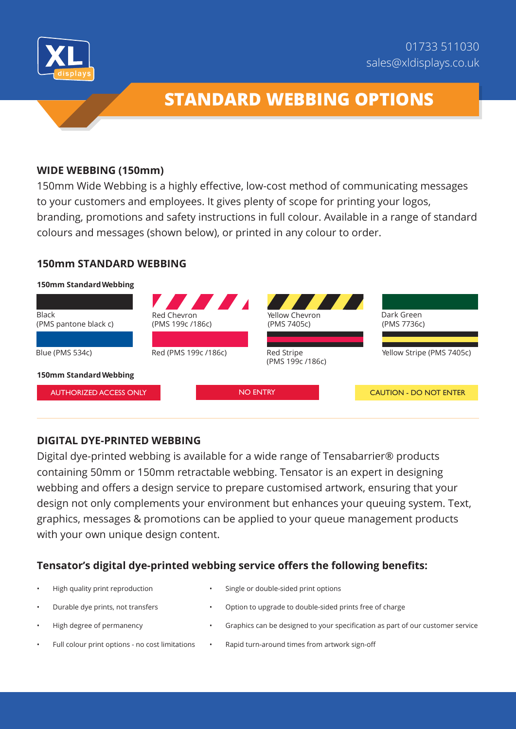## STANDARD WEBBING OPTIONS

### WIDE WEBBING (150mm)

150mm Wide Webbing is a highly effective, low-cost method of communicating messages to your customers and employees. It gives plenty of scope for printing your logos, branding, promotions and safety instructions in full colour. Available in a range of standard colours and messages (shown below), or printed in any colour to order.

### 150mm STANDARD WEBBING

**150mm Standard Webbing**

Black
(PMS pantone black c)

Red Chevron
(PMS 199c /186c)

Yellow Chevron
(PMS 7405c)

Dark Green
(PMS 7736c)

Blue (PMS 534c)

Red (PMS 199c /186c)

Red Stripe
(PMS 199c /186c)

Yellow Stripe (PMS 7405c)

**150mm Standard Webbing**

AUTHORIZED ACCESS ONLY

NO ENTRY

CAUTION - DO NOT ENTER

### DIGITAL DYE-PRINTED WEBBING

Digital dye-printed webbing is available for a wide range of Tensabarrier® products containing 50mm or 150mm retractable webbing. Tensator is an expert in designing webbing and offers a design service to prepare customised artwork, ensuring that your design not only complements your environment but enhances your queuing system. Text, graphics, messages & promotions can be applied to your queue management products with your own unique design content.

### Tensator's digital dye-printed webbing service offers the following benefits:

- High quality print reproduction
- Durable dye prints, not transfers
- High degree of permanency
- Full colour print options - no cost limitations
- Single or double-sided print options
- Option to upgrade to double-sided prints free of charge
- Graphics can be designed to your specification as part of our customer service
- Rapid turn-around times from artwork sign-off